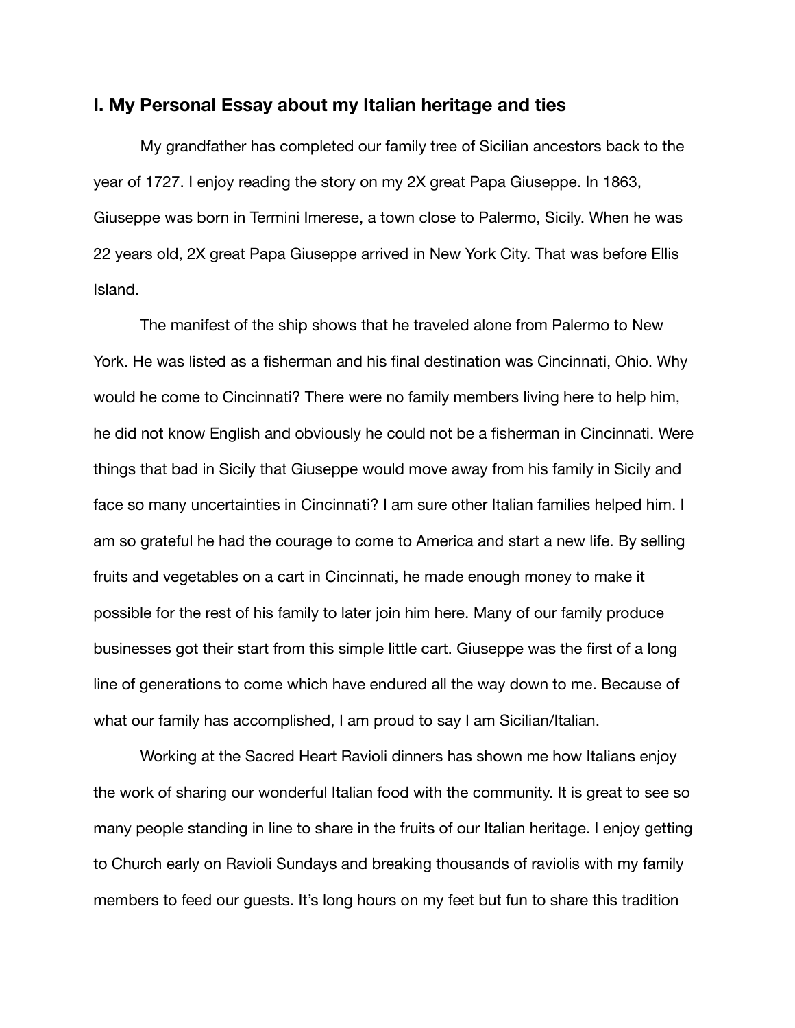## I. My Personal Essay about my Italian heritage and ties

My grandfather has completed our family tree of Sicilian ancestors back to the year of 1727. I enjoy reading the story on my 2X great Papa Giuseppe. In 1863, Giuseppe was born in Termini Imerese, a town close to Palermo, Sicily. When he was 22 years old, 2X great Papa Giuseppe arrived in New York City. That was before Ellis Island.

The manifest of the ship shows that he traveled alone from Palermo to New York. He was listed as a fisherman and his final destination was Cincinnati, Ohio. Why would he come to Cincinnati? There were no family members living here to help him, he did not know English and obviously he could not be a fisherman in Cincinnati. Were things that bad in Sicily that Giuseppe would move away from his family in Sicily and face so many uncertainties in Cincinnati? I am sure other Italian families helped him. I am so grateful he had the courage to come to America and start a new life. By selling fruits and vegetables on a cart in Cincinnati, he made enough money to make it possible for the rest of his family to later join him here. Many of our family produce businesses got their start from this simple little cart. Giuseppe was the first of a long line of generations to come which have endured all the way down to me. Because of what our family has accomplished, I am proud to say I am Sicilian/Italian.

Working at the Sacred Heart Ravioli dinners has shown me how Italians enjoy the work of sharing our wonderful Italian food with the community. It is great to see so many people standing in line to share in the fruits of our Italian heritage. I enjoy getting to Church early on Ravioli Sundays and breaking thousands of raviolis with my family members to feed our guests. It's long hours on my feet but fun to share this tradition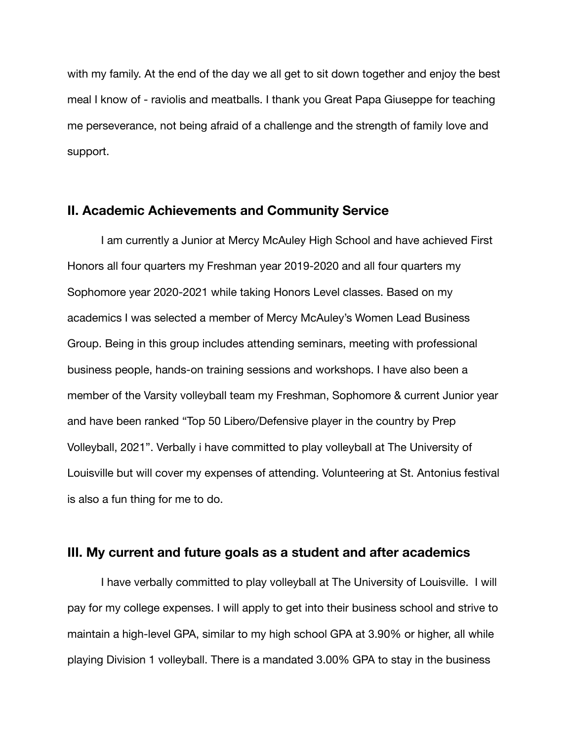with my family. At the end of the day we all get to sit down together and enjoy the best meal I know of - raviolis and meatballs. I thank you Great Papa Giuseppe for teaching me perseverance, not being afraid of a challenge and the strength of family love and support.

## II. Academic Achievements and Community Service

I am currently a Junior at Mercy McAuley High School and have achieved First Honors all four quarters my Freshman year 2019-2020 and all four quarters my Sophomore year 2020-2021 while taking Honors Level classes. Based on my academics I was selected a member of Mercy McAuley's Women Lead Business Group. Being in this group includes attending seminars, meeting with professional business people, hands-on training sessions and workshops. I have also been a member of the Varsity volleyball team my Freshman, Sophomore & current Junior year and have been ranked "Top 50 Libero/Defensive player in the country by Prep Volleyball, 2021". Verbally i have committed to play volleyball at The University of Louisville but will cover my expenses of attending. Volunteering at St. Antonius festival is also a fun thing for me to do.

## III. My current and future goals as a student and after academics

I have verbally committed to play volleyball at The University of Louisville. I will pay for my college expenses. I will apply to get into their business school and strive to maintain a high-level GPA, similar to my high school GPA at 3.90% or higher, all while playing Division 1 volleyball. There is a mandated 3.00% GPA to stay in the business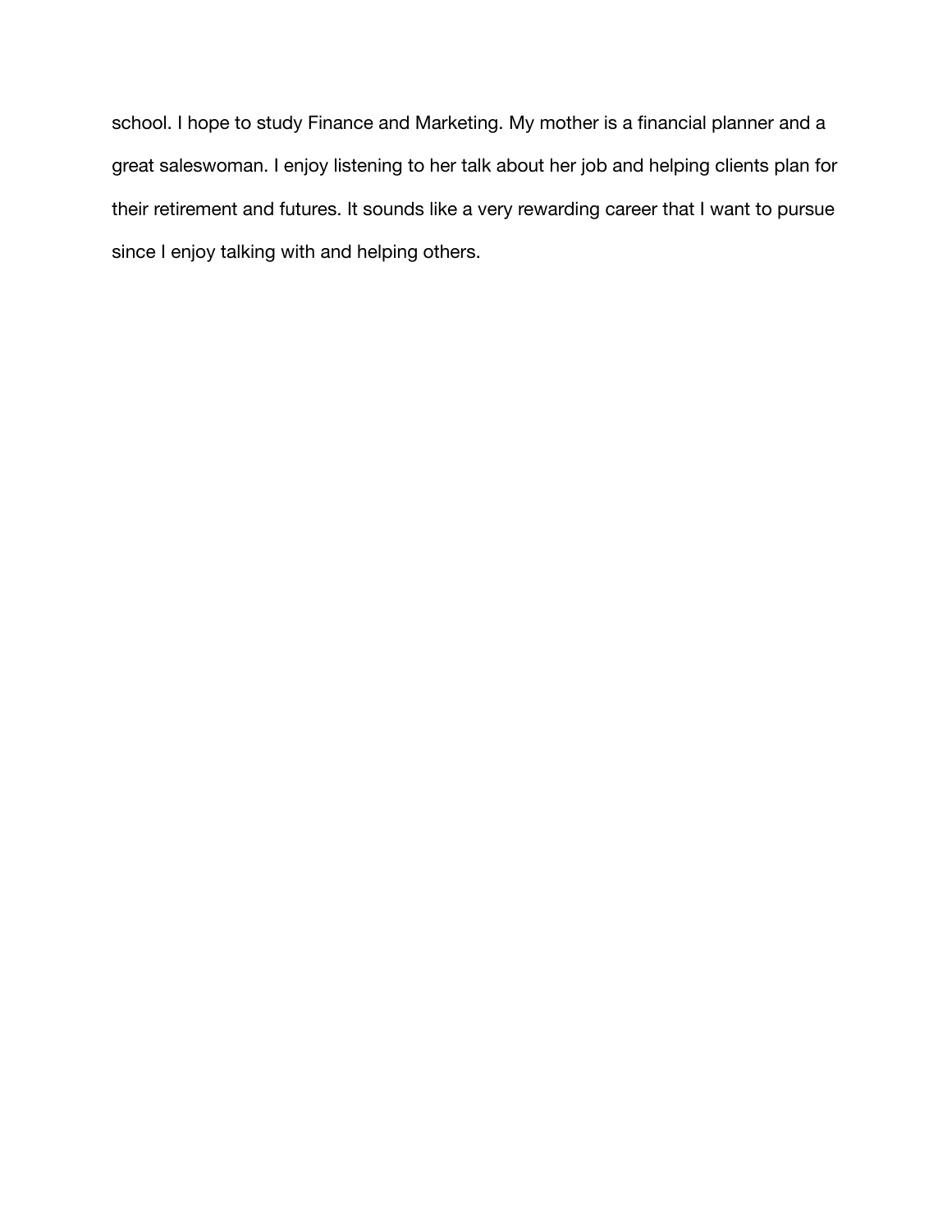school. I hope to study Finance and Marketing. My mother is a financial planner and a great saleswoman. I enjoy listening to her talk about her job and helping clients plan for their retirement and futures. It sounds like a very rewarding career that I want to pursue since I enjoy talking with and helping others.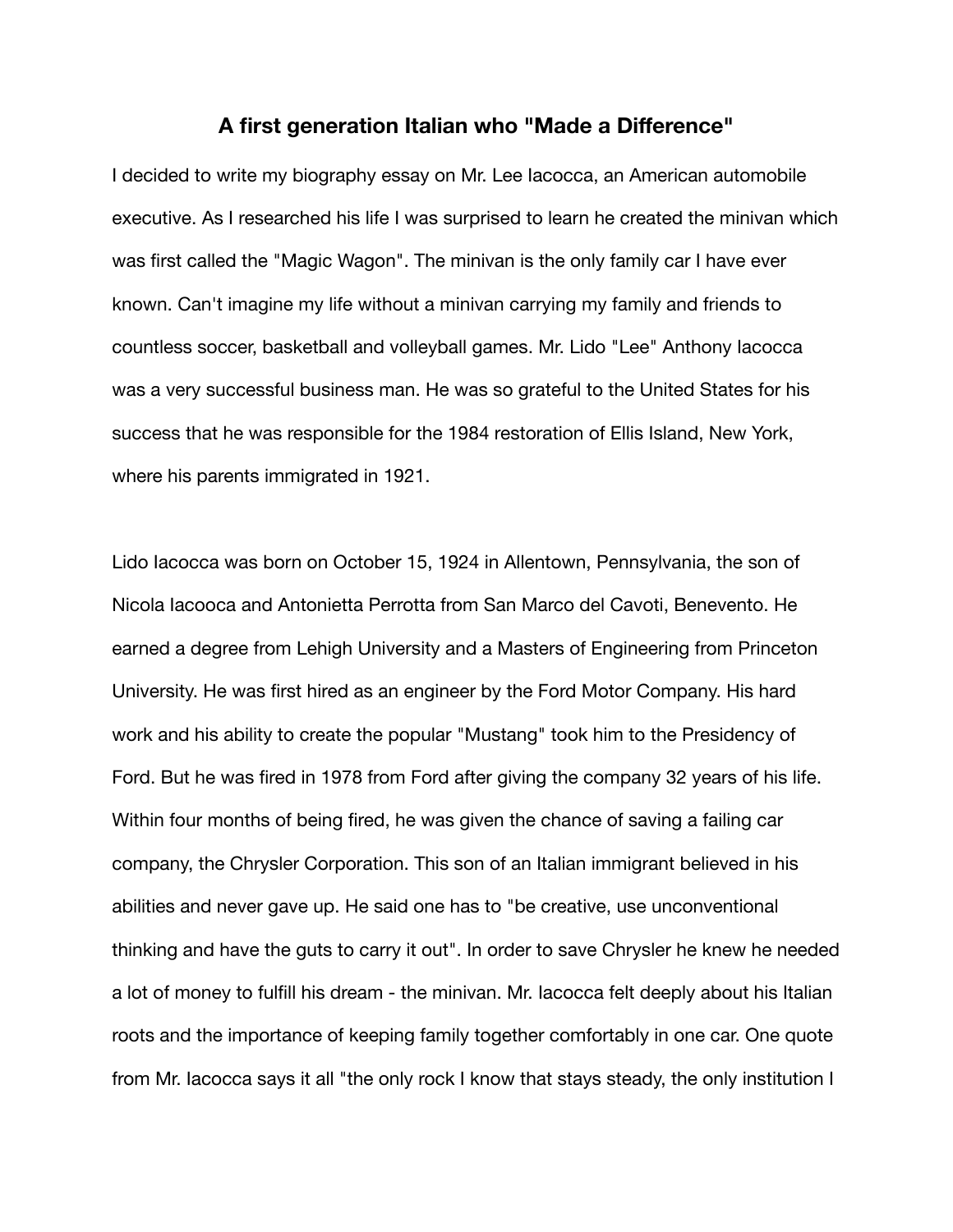## A first generation Italian who "Made a Difference"

I decided to write my biography essay on Mr. Lee Iacocca, an American automobile executive. As I researched his life I was surprised to learn he created the minivan which was first called the "Magic Wagon". The minivan is the only family car I have ever known. Can't imagine my life without a minivan carrying my family and friends to countless soccer, basketball and volleyball games. Mr. Lido "Lee" Anthony Iacocca was a very successful business man. He was so grateful to the United States for his success that he was responsible for the 1984 restoration of Ellis Island, New York, where his parents immigrated in 1921.

Lido Iacocca was born on October 15, 1924 in Allentown, Pennsylvania, the son of Nicola Iacooca and Antonietta Perrotta from San Marco del Cavoti, Benevento. He earned a degree from Lehigh University and a Masters of Engineering from Princeton University. He was first hired as an engineer by the Ford Motor Company. His hard work and his ability to create the popular "Mustang" took him to the Presidency of Ford. But he was fired in 1978 from Ford after giving the company 32 years of his life. Within four months of being fired, he was given the chance of saving a failing car company, the Chrysler Corporation. This son of an Italian immigrant believed in his abilities and never gave up. He said one has to "be creative, use unconventional thinking and have the guts to carry it out". In order to save Chrysler he knew he needed a lot of money to fulfill his dream - the minivan. Mr. Iacocca felt deeply about his Italian roots and the importance of keeping family together comfortably in one car. One quote from Mr. Iacocca says it all "the only rock I know that stays steady, the only institution I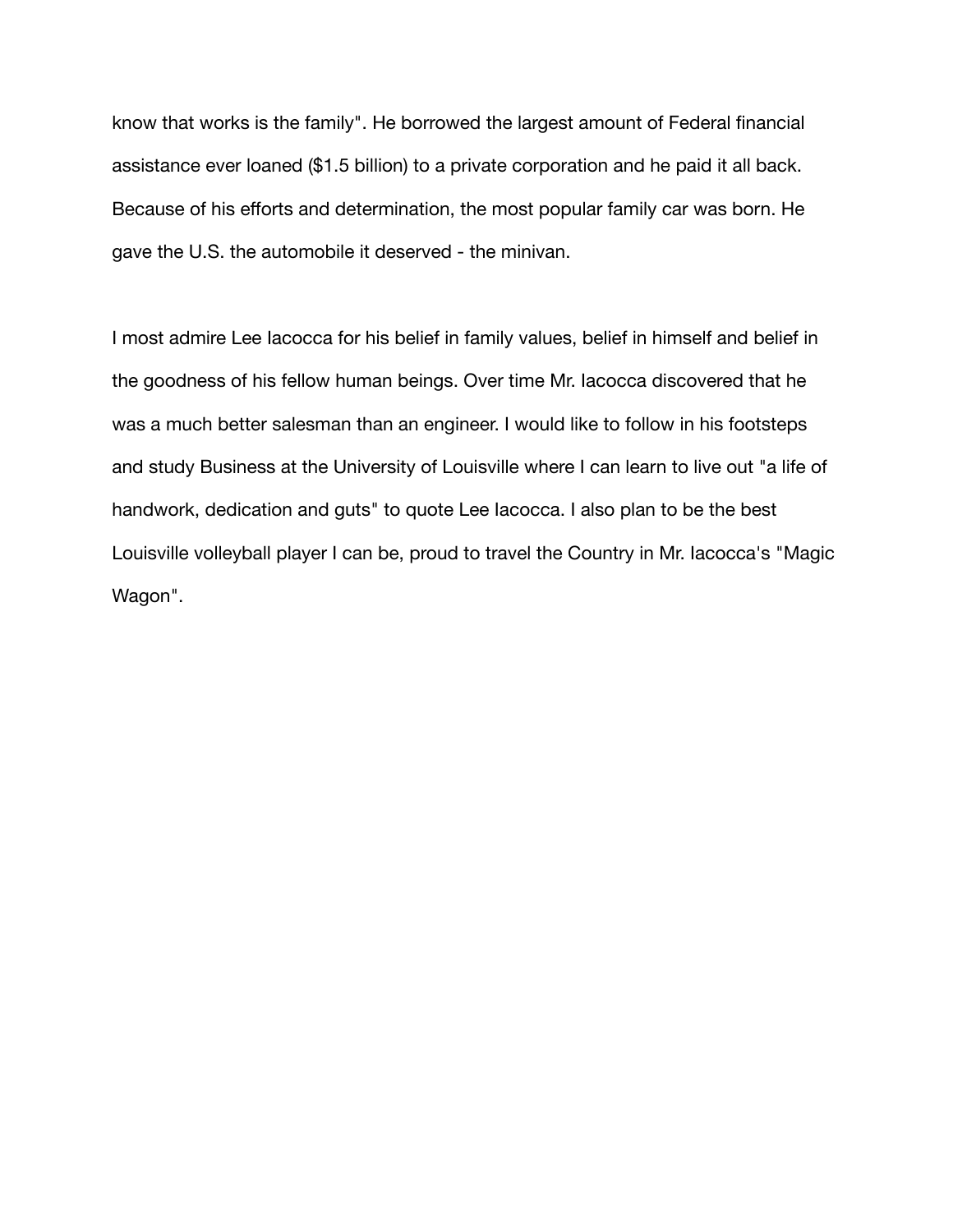know that works is the family". He borrowed the largest amount of Federal financial assistance ever loaned ($1.5 billion) to a private corporation and he paid it all back. Because of his efforts and determination, the most popular family car was born. He gave the U.S. the automobile it deserved - the minivan.

I most admire Lee Iacocca for his belief in family values, belief in himself and belief in the goodness of his fellow human beings. Over time Mr. Iacocca discovered that he was a much better salesman than an engineer. I would like to follow in his footsteps and study Business at the University of Louisville where I can learn to live out "a life of handwork, dedication and guts" to quote Lee Iacocca. I also plan to be the best Louisville volleyball player I can be, proud to travel the Country in Mr. Iacocca's "Magic Wagon".